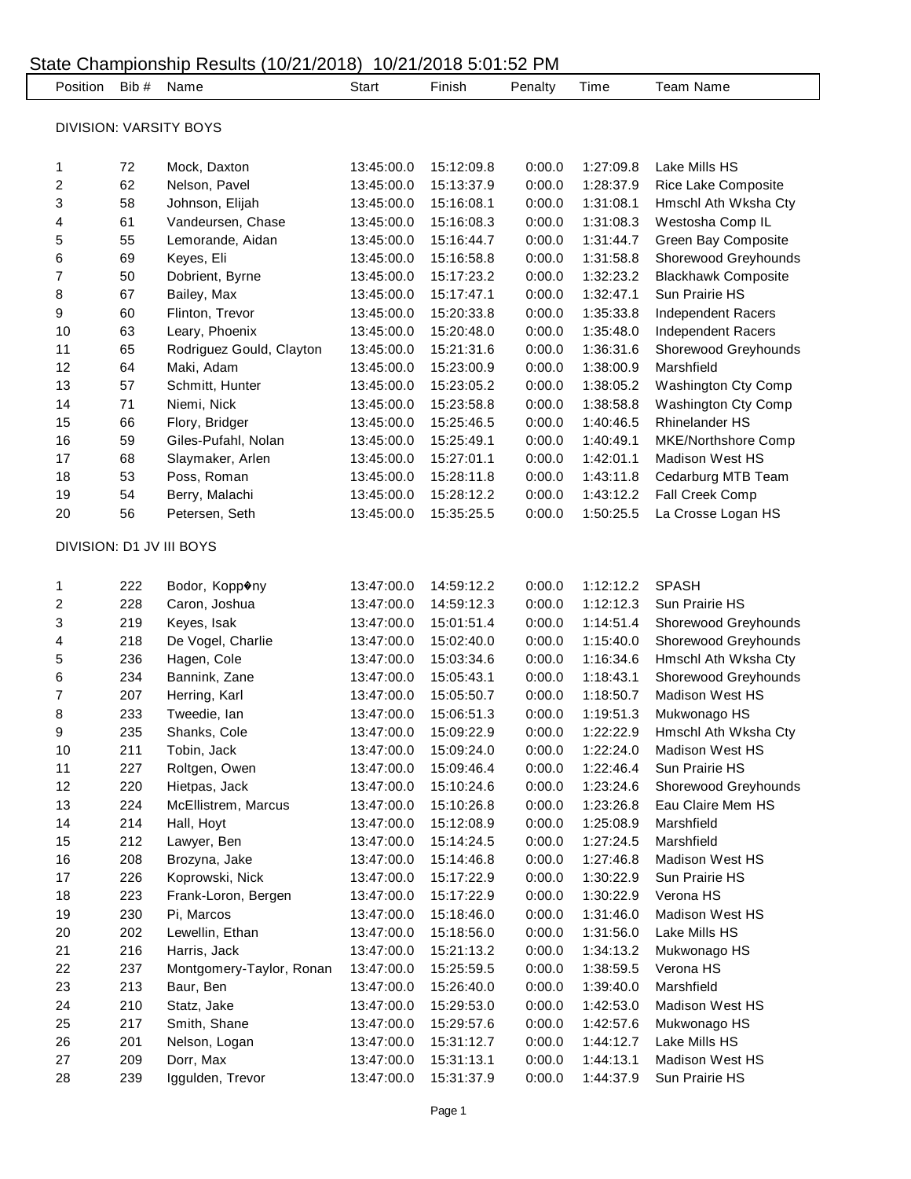# State Championship Results (10/21/2018) 10/21/2018 5:01:52 PM

| Position | Bib # | Name | Start | Finish | Penalty | Time | Team Name |
|---|---|---|---|---|---|---|---|
| DIVISION: VARSITY BOYS | | | | | | | |
| 1 | 72 | Mock, Daxton | 13:45:00.0 | 15:12:09.8 | 0:00.0 | 1:27:09.8 | Lake Mills HS |
| 2 | 62 | Nelson, Pavel | 13:45:00.0 | 15:13:37.9 | 0:00.0 | 1:28:37.9 | Rice Lake Composite |
| 3 | 58 | Johnson, Elijah | 13:45:00.0 | 15:16:08.1 | 0:00.0 | 1:31:08.1 | Hmschl Ath Wksha Cty |
| 4 | 61 | Vandeursen, Chase | 13:45:00.0 | 15:16:08.3 | 0:00.0 | 1:31:08.3 | Westosha Comp IL |
| 5 | 55 | Lemorande, Aidan | 13:45:00.0 | 15:16:44.7 | 0:00.0 | 1:31:44.7 | Green Bay Composite |
| 6 | 69 | Keyes, Eli | 13:45:00.0 | 15:16:58.8 | 0:00.0 | 1:31:58.8 | Shorewood Greyhounds |
| 7 | 50 | Dobrient, Byrne | 13:45:00.0 | 15:17:23.2 | 0:00.0 | 1:32:23.2 | Blackhawk Composite |
| 8 | 67 | Bailey, Max | 13:45:00.0 | 15:17:47.1 | 0:00.0 | 1:32:47.1 | Sun Prairie HS |
| 9 | 60 | Flinton, Trevor | 13:45:00.0 | 15:20:33.8 | 0:00.0 | 1:35:33.8 | Independent Racers |
| 10 | 63 | Leary, Phoenix | 13:45:00.0 | 15:20:48.0 | 0:00.0 | 1:35:48.0 | Independent Racers |
| 11 | 65 | Rodriguez Gould, Clayton | 13:45:00.0 | 15:21:31.6 | 0:00.0 | 1:36:31.6 | Shorewood Greyhounds |
| 12 | 64 | Maki, Adam | 13:45:00.0 | 15:23:00.9 | 0:00.0 | 1:38:00.9 | Marshfield |
| 13 | 57 | Schmitt, Hunter | 13:45:00.0 | 15:23:05.2 | 0:00.0 | 1:38:05.2 | Washington Cty Comp |
| 14 | 71 | Niemi, Nick | 13:45:00.0 | 15:23:58.8 | 0:00.0 | 1:38:58.8 | Washington Cty Comp |
| 15 | 66 | Flory, Bridger | 13:45:00.0 | 15:25:46.5 | 0:00.0 | 1:40:46.5 | Rhinelander HS |
| 16 | 59 | Giles-Pufahl, Nolan | 13:45:00.0 | 15:25:49.1 | 0:00.0 | 1:40:49.1 | MKE/Northshore Comp |
| 17 | 68 | Slaymaker, Arlen | 13:45:00.0 | 15:27:01.1 | 0:00.0 | 1:42:01.1 | Madison West HS |
| 18 | 53 | Poss, Roman | 13:45:00.0 | 15:28:11.8 | 0:00.0 | 1:43:11.8 | Cedarburg MTB Team |
| 19 | 54 | Berry, Malachi | 13:45:00.0 | 15:28:12.2 | 0:00.0 | 1:43:12.2 | Fall Creek Comp |
| 20 | 56 | Petersen, Seth | 13:45:00.0 | 15:35:25.5 | 0:00.0 | 1:50:25.5 | La Crosse Logan HS |
| DIVISION: D1 JV III BOYS | | | | | | | |
| 1 | 222 | Bodor, Kopp�ny | 13:47:00.0 | 14:59:12.2 | 0:00.0 | 1:12:12.2 | SPASH |
| 2 | 228 | Caron, Joshua | 13:47:00.0 | 14:59:12.3 | 0:00.0 | 1:12:12.3 | Sun Prairie HS |
| 3 | 219 | Keyes, Isak | 13:47:00.0 | 15:01:51.4 | 0:00.0 | 1:14:51.4 | Shorewood Greyhounds |
| 4 | 218 | De Vogel, Charlie | 13:47:00.0 | 15:02:40.0 | 0:00.0 | 1:15:40.0 | Shorewood Greyhounds |
| 5 | 236 | Hagen, Cole | 13:47:00.0 | 15:03:34.6 | 0:00.0 | 1:16:34.6 | Hmschl Ath Wksha Cty |
| 6 | 234 | Bannink, Zane | 13:47:00.0 | 15:05:43.1 | 0:00.0 | 1:18:43.1 | Shorewood Greyhounds |
| 7 | 207 | Herring, Karl | 13:47:00.0 | 15:05:50.7 | 0:00.0 | 1:18:50.7 | Madison West HS |
| 8 | 233 | Tweedie, Ian | 13:47:00.0 | 15:06:51.3 | 0:00.0 | 1:19:51.3 | Mukwonago HS |
| 9 | 235 | Shanks, Cole | 13:47:00.0 | 15:09:22.9 | 0:00.0 | 1:22:22.9 | Hmschl Ath Wksha Cty |
| 10 | 211 | Tobin, Jack | 13:47:00.0 | 15:09:24.0 | 0:00.0 | 1:22:24.0 | Madison West HS |
| 11 | 227 | Roltgen, Owen | 13:47:00.0 | 15:09:46.4 | 0:00.0 | 1:22:46.4 | Sun Prairie HS |
| 12 | 220 | Hietpas, Jack | 13:47:00.0 | 15:10:24.6 | 0:00.0 | 1:23:24.6 | Shorewood Greyhounds |
| 13 | 224 | McEllistrem, Marcus | 13:47:00.0 | 15:10:26.8 | 0:00.0 | 1:23:26.8 | Eau Claire Mem HS |
| 14 | 214 | Hall, Hoyt | 13:47:00.0 | 15:12:08.9 | 0:00.0 | 1:25:08.9 | Marshfield |
| 15 | 212 | Lawyer, Ben | 13:47:00.0 | 15:14:24.5 | 0:00.0 | 1:27:24.5 | Marshfield |
| 16 | 208 | Brozyna, Jake | 13:47:00.0 | 15:14:46.8 | 0:00.0 | 1:27:46.8 | Madison West HS |
| 17 | 226 | Koprowski, Nick | 13:47:00.0 | 15:17:22.9 | 0:00.0 | 1:30:22.9 | Sun Prairie HS |
| 18 | 223 | Frank-Loron, Bergen | 13:47:00.0 | 15:17:22.9 | 0:00.0 | 1:30:22.9 | Verona HS |
| 19 | 230 | Pi, Marcos | 13:47:00.0 | 15:18:46.0 | 0:00.0 | 1:31:46.0 | Madison West HS |
| 20 | 202 | Lewellin, Ethan | 13:47:00.0 | 15:18:56.0 | 0:00.0 | 1:31:56.0 | Lake Mills HS |
| 21 | 216 | Harris, Jack | 13:47:00.0 | 15:21:13.2 | 0:00.0 | 1:34:13.2 | Mukwonago HS |
| 22 | 237 | Montgomery-Taylor, Ronan | 13:47:00.0 | 15:25:59.5 | 0:00.0 | 1:38:59.5 | Verona HS |
| 23 | 213 | Baur, Ben | 13:47:00.0 | 15:26:40.0 | 0:00.0 | 1:39:40.0 | Marshfield |
| 24 | 210 | Statz, Jake | 13:47:00.0 | 15:29:53.0 | 0:00.0 | 1:42:53.0 | Madison West HS |
| 25 | 217 | Smith, Shane | 13:47:00.0 | 15:29:57.6 | 0:00.0 | 1:42:57.6 | Mukwonago HS |
| 26 | 201 | Nelson, Logan | 13:47:00.0 | 15:31:12.7 | 0:00.0 | 1:44:12.7 | Lake Mills HS |
| 27 | 209 | Dorr, Max | 13:47:00.0 | 15:31:13.1 | 0:00.0 | 1:44:13.1 | Madison West HS |
| 28 | 239 | Iggulden, Trevor | 13:47:00.0 | 15:31:37.9 | 0:00.0 | 1:44:37.9 | Sun Prairie HS |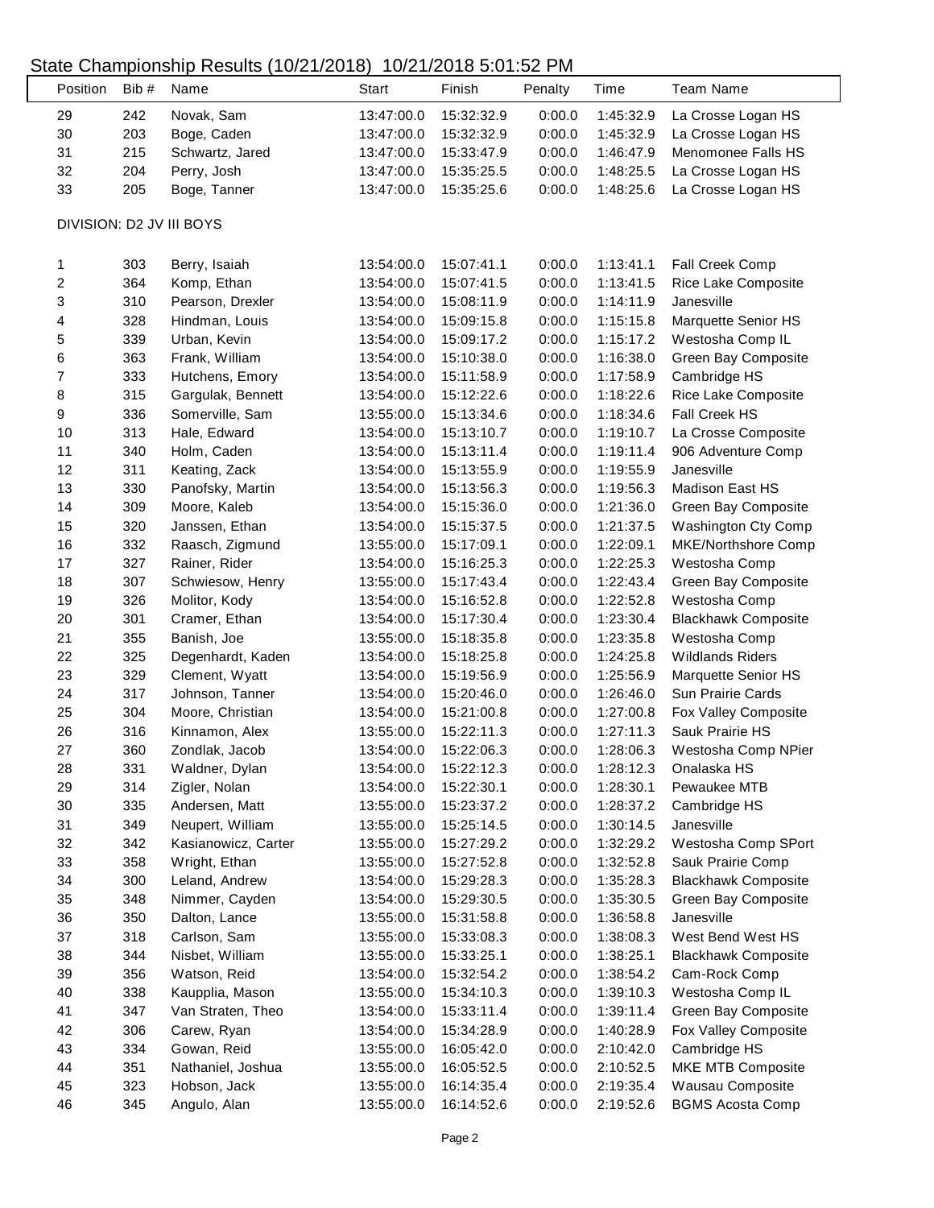# State Championship Results (10/21/2018) 10/21/2018 5:01:52 PM

| Position | Bib # | Name | Start | Finish | Penalty | Time | Team Name |
|---|---|---|---|---|---|---|---|
| 29 | 242 | Novak, Sam | 13:47:00.0 | 15:32:32.9 | 0:00.0 | 1:45:32.9 | La Crosse Logan HS |
| 30 | 203 | Boge, Caden | 13:47:00.0 | 15:32:32.9 | 0:00.0 | 1:45:32.9 | La Crosse Logan HS |
| 31 | 215 | Schwartz, Jared | 13:47:00.0 | 15:33:47.9 | 0:00.0 | 1:46:47.9 | Menomonee Falls HS |
| 32 | 204 | Perry, Josh | 13:47:00.0 | 15:35:25.5 | 0:00.0 | 1:48:25.5 | La Crosse Logan HS |
| 33 | 205 | Boge, Tanner | 13:47:00.0 | 15:35:25.6 | 0:00.0 | 1:48:25.6 | La Crosse Logan HS |

DIVISION: D2 JV III BOYS

| Position | Bib # | Name | Start | Finish | Penalty | Time | Team Name |
|---|---|---|---|---|---|---|---|
| 1 | 303 | Berry, Isaiah | 13:54:00.0 | 15:07:41.1 | 0:00.0 | 1:13:41.1 | Fall Creek Comp |
| 2 | 364 | Komp, Ethan | 13:54:00.0 | 15:07:41.5 | 0:00.0 | 1:13:41.5 | Rice Lake Composite |
| 3 | 310 | Pearson, Drexler | 13:54:00.0 | 15:08:11.9 | 0:00.0 | 1:14:11.9 | Janesville |
| 4 | 328 | Hindman, Louis | 13:54:00.0 | 15:09:15.8 | 0:00.0 | 1:15:15.8 | Marquette Senior HS |
| 5 | 339 | Urban, Kevin | 13:54:00.0 | 15:09:17.2 | 0:00.0 | 1:15:17.2 | Westosha Comp IL |
| 6 | 363 | Frank, William | 13:54:00.0 | 15:10:38.0 | 0:00.0 | 1:16:38.0 | Green Bay Composite |
| 7 | 333 | Hutchens, Emory | 13:54:00.0 | 15:11:58.9 | 0:00.0 | 1:17:58.9 | Cambridge HS |
| 8 | 315 | Gargulak, Bennett | 13:54:00.0 | 15:12:22.6 | 0:00.0 | 1:18:22.6 | Rice Lake Composite |
| 9 | 336 | Somerville, Sam | 13:55:00.0 | 15:13:34.6 | 0:00.0 | 1:18:34.6 | Fall Creek HS |
| 10 | 313 | Hale, Edward | 13:54:00.0 | 15:13:10.7 | 0:00.0 | 1:19:10.7 | La Crosse Composite |
| 11 | 340 | Holm, Caden | 13:54:00.0 | 15:13:11.4 | 0:00.0 | 1:19:11.4 | 906 Adventure Comp |
| 12 | 311 | Keating, Zack | 13:54:00.0 | 15:13:55.9 | 0:00.0 | 1:19:55.9 | Janesville |
| 13 | 330 | Panofsky, Martin | 13:54:00.0 | 15:13:56.3 | 0:00.0 | 1:19:56.3 | Madison East HS |
| 14 | 309 | Moore, Kaleb | 13:54:00.0 | 15:15:36.0 | 0:00.0 | 1:21:36.0 | Green Bay Composite |
| 15 | 320 | Janssen, Ethan | 13:54:00.0 | 15:15:37.5 | 0:00.0 | 1:21:37.5 | Washington Cty Comp |
| 16 | 332 | Raasch, Zigmund | 13:55:00.0 | 15:17:09.1 | 0:00.0 | 1:22:09.1 | MKE/Northshore Comp |
| 17 | 327 | Rainer, Rider | 13:54:00.0 | 15:16:25.3 | 0:00.0 | 1:22:25.3 | Westosha Comp |
| 18 | 307 | Schwiesow, Henry | 13:55:00.0 | 15:17:43.4 | 0:00.0 | 1:22:43.4 | Green Bay Composite |
| 19 | 326 | Molitor, Kody | 13:54:00.0 | 15:16:52.8 | 0:00.0 | 1:22:52.8 | Westosha Comp |
| 20 | 301 | Cramer, Ethan | 13:54:00.0 | 15:17:30.4 | 0:00.0 | 1:23:30.4 | Blackhawk Composite |
| 21 | 355 | Banish, Joe | 13:55:00.0 | 15:18:35.8 | 0:00.0 | 1:23:35.8 | Westosha Comp |
| 22 | 325 | Degenhardt, Kaden | 13:54:00.0 | 15:18:25.8 | 0:00.0 | 1:24:25.8 | Wildlands Riders |
| 23 | 329 | Clement, Wyatt | 13:54:00.0 | 15:19:56.9 | 0:00.0 | 1:25:56.9 | Marquette Senior HS |
| 24 | 317 | Johnson, Tanner | 13:54:00.0 | 15:20:46.0 | 0:00.0 | 1:26:46.0 | Sun Prairie Cards |
| 25 | 304 | Moore, Christian | 13:54:00.0 | 15:21:00.8 | 0:00.0 | 1:27:00.8 | Fox Valley Composite |
| 26 | 316 | Kinnamon, Alex | 13:55:00.0 | 15:22:11.3 | 0:00.0 | 1:27:11.3 | Sauk Prairie HS |
| 27 | 360 | Zondlak, Jacob | 13:54:00.0 | 15:22:06.3 | 0:00.0 | 1:28:06.3 | Westosha Comp NPier |
| 28 | 331 | Waldner, Dylan | 13:54:00.0 | 15:22:12.3 | 0:00.0 | 1:28:12.3 | Onalaska HS |
| 29 | 314 | Zigler, Nolan | 13:54:00.0 | 15:22:30.1 | 0:00.0 | 1:28:30.1 | Pewaukee MTB |
| 30 | 335 | Andersen, Matt | 13:55:00.0 | 15:23:37.2 | 0:00.0 | 1:28:37.2 | Cambridge HS |
| 31 | 349 | Neupert, William | 13:55:00.0 | 15:25:14.5 | 0:00.0 | 1:30:14.5 | Janesville |
| 32 | 342 | Kasianowicz, Carter | 13:55:00.0 | 15:27:29.2 | 0:00.0 | 1:32:29.2 | Westosha Comp SPort |
| 33 | 358 | Wright, Ethan | 13:55:00.0 | 15:27:52.8 | 0:00.0 | 1:32:52.8 | Sauk Prairie Comp |
| 34 | 300 | Leland, Andrew | 13:54:00.0 | 15:29:28.3 | 0:00.0 | 1:35:28.3 | Blackhawk Composite |
| 35 | 348 | Nimmer, Cayden | 13:54:00.0 | 15:29:30.5 | 0:00.0 | 1:35:30.5 | Green Bay Composite |
| 36 | 350 | Dalton, Lance | 13:55:00.0 | 15:31:58.8 | 0:00.0 | 1:36:58.8 | Janesville |
| 37 | 318 | Carlson, Sam | 13:55:00.0 | 15:33:08.3 | 0:00.0 | 1:38:08.3 | West Bend West HS |
| 38 | 344 | Nisbet, William | 13:55:00.0 | 15:33:25.1 | 0:00.0 | 1:38:25.1 | Blackhawk Composite |
| 39 | 356 | Watson, Reid | 13:54:00.0 | 15:32:54.2 | 0:00.0 | 1:38:54.2 | Cam-Rock Comp |
| 40 | 338 | Kaupplia, Mason | 13:55:00.0 | 15:34:10.3 | 0:00.0 | 1:39:10.3 | Westosha Comp IL |
| 41 | 347 | Van Straten, Theo | 13:54:00.0 | 15:33:11.4 | 0:00.0 | 1:39:11.4 | Green Bay Composite |
| 42 | 306 | Carew, Ryan | 13:54:00.0 | 15:34:28.9 | 0:00.0 | 1:40:28.9 | Fox Valley Composite |
| 43 | 334 | Gowan, Reid | 13:55:00.0 | 16:05:42.0 | 0:00.0 | 2:10:42.0 | Cambridge HS |
| 44 | 351 | Nathaniel, Joshua | 13:55:00.0 | 16:05:52.5 | 0:00.0 | 2:10:52.5 | MKE MTB Composite |
| 45 | 323 | Hobson, Jack | 13:55:00.0 | 16:14:35.4 | 0:00.0 | 2:19:35.4 | Wausau Composite |
| 46 | 345 | Angulo, Alan | 13:55:00.0 | 16:14:52.6 | 0:00.0 | 2:19:52.6 | BGMS Acosta Comp |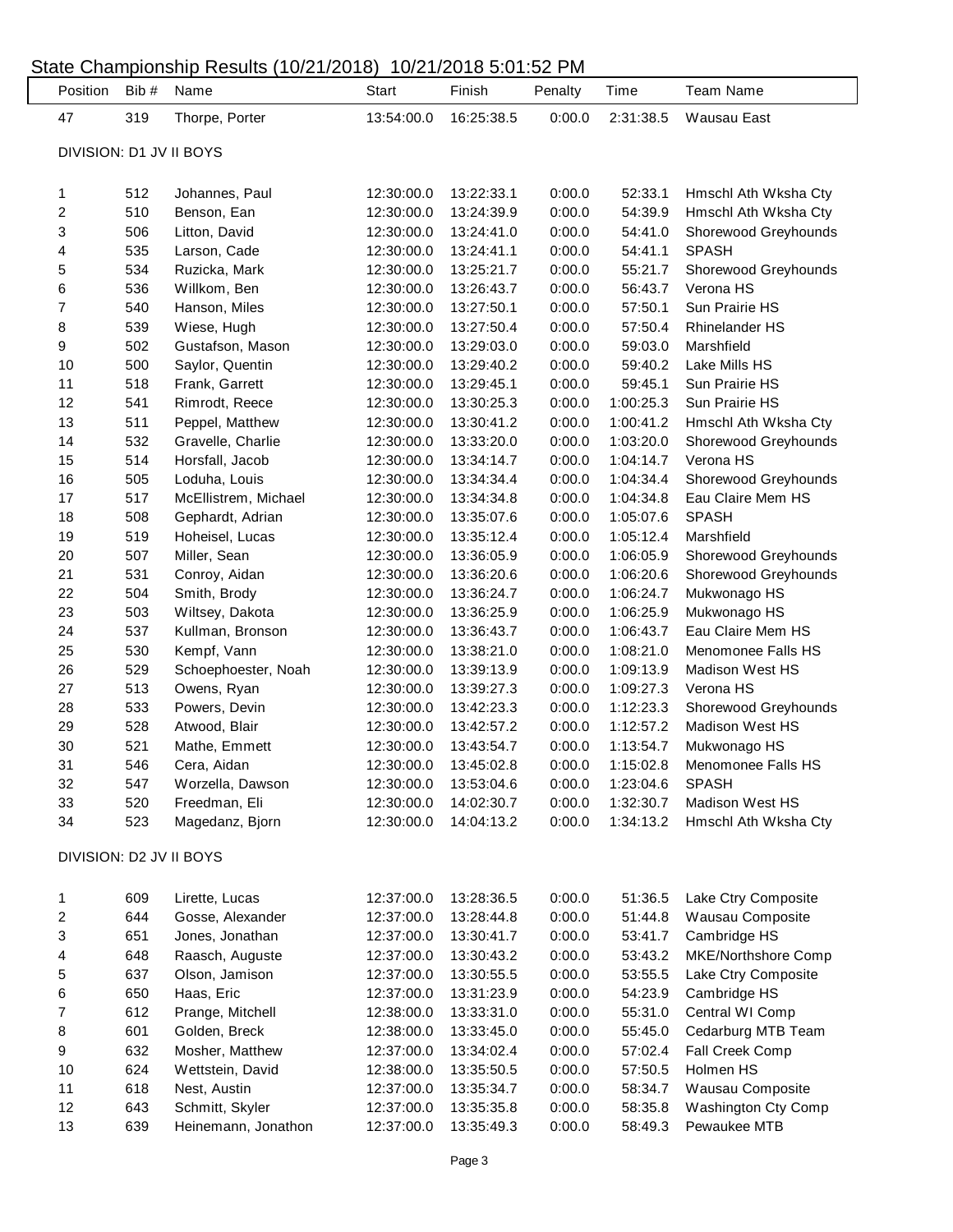# State Championship Results (10/21/2018) 10/21/2018 5:01:52 PM

| Position | Bib # | Name | Start | Finish | Penalty | Time | Team Name |
|---|---|---|---|---|---|---|---|
| 47 | 319 | Thorpe, Porter | 13:54:00.0 | 16:25:38.5 | 0:00.0 | 2:31:38.5 | Wausau East |

## DIVISION: D1 JV II BOYS

| Position | Bib # | Name | Start | Finish | Penalty | Time | Team Name |
|---|---|---|---|---|---|---|---|
| 1 | 512 | Johannes, Paul | 12:30:00.0 | 13:22:33.1 | 0:00.0 | 52:33.1 | Hmschl Ath Wksha Cty |
| 2 | 510 | Benson, Ean | 12:30:00.0 | 13:24:39.9 | 0:00.0 | 54:39.9 | Hmschl Ath Wksha Cty |
| 3 | 506 | Litton, David | 12:30:00.0 | 13:24:41.0 | 0:00.0 | 54:41.0 | Shorewood Greyhounds |
| 4 | 535 | Larson, Cade | 12:30:00.0 | 13:24:41.1 | 0:00.0 | 54:41.1 | SPASH |
| 5 | 534 | Ruzicka, Mark | 12:30:00.0 | 13:25:21.7 | 0:00.0 | 55:21.7 | Shorewood Greyhounds |
| 6 | 536 | Willkom, Ben | 12:30:00.0 | 13:26:43.7 | 0:00.0 | 56:43.7 | Verona HS |
| 7 | 540 | Hanson, Miles | 12:30:00.0 | 13:27:50.1 | 0:00.0 | 57:50.1 | Sun Prairie HS |
| 8 | 539 | Wiese, Hugh | 12:30:00.0 | 13:27:50.4 | 0:00.0 | 57:50.4 | Rhinelander HS |
| 9 | 502 | Gustafson, Mason | 12:30:00.0 | 13:29:03.0 | 0:00.0 | 59:03.0 | Marshfield |
| 10 | 500 | Saylor, Quentin | 12:30:00.0 | 13:29:40.2 | 0:00.0 | 59:40.2 | Lake Mills HS |
| 11 | 518 | Frank, Garrett | 12:30:00.0 | 13:29:45.1 | 0:00.0 | 59:45.1 | Sun Prairie HS |
| 12 | 541 | Rimrodt, Reece | 12:30:00.0 | 13:30:25.3 | 0:00.0 | 1:00:25.3 | Sun Prairie HS |
| 13 | 511 | Peppel, Matthew | 12:30:00.0 | 13:30:41.2 | 0:00.0 | 1:00:41.2 | Hmschl Ath Wksha Cty |
| 14 | 532 | Gravelle, Charlie | 12:30:00.0 | 13:33:20.0 | 0:00.0 | 1:03:20.0 | Shorewood Greyhounds |
| 15 | 514 | Horsfall, Jacob | 12:30:00.0 | 13:34:14.7 | 0:00.0 | 1:04:14.7 | Verona HS |
| 16 | 505 | Loduha, Louis | 12:30:00.0 | 13:34:34.4 | 0:00.0 | 1:04:34.4 | Shorewood Greyhounds |
| 17 | 517 | McEllistrem, Michael | 12:30:00.0 | 13:34:34.8 | 0:00.0 | 1:04:34.8 | Eau Claire Mem HS |
| 18 | 508 | Gephardt, Adrian | 12:30:00.0 | 13:35:07.6 | 0:00.0 | 1:05:07.6 | SPASH |
| 19 | 519 | Hoheisel, Lucas | 12:30:00.0 | 13:35:12.4 | 0:00.0 | 1:05:12.4 | Marshfield |
| 20 | 507 | Miller, Sean | 12:30:00.0 | 13:36:05.9 | 0:00.0 | 1:06:05.9 | Shorewood Greyhounds |
| 21 | 531 | Conroy, Aidan | 12:30:00.0 | 13:36:20.6 | 0:00.0 | 1:06:20.6 | Shorewood Greyhounds |
| 22 | 504 | Smith, Brody | 12:30:00.0 | 13:36:24.7 | 0:00.0 | 1:06:24.7 | Mukwonago HS |
| 23 | 503 | Wiltsey, Dakota | 12:30:00.0 | 13:36:25.9 | 0:00.0 | 1:06:25.9 | Mukwonago HS |
| 24 | 537 | Kullman, Bronson | 12:30:00.0 | 13:36:43.7 | 0:00.0 | 1:06:43.7 | Eau Claire Mem HS |
| 25 | 530 | Kempf, Vann | 12:30:00.0 | 13:38:21.0 | 0:00.0 | 1:08:21.0 | Menomonee Falls HS |
| 26 | 529 | Schoephoester, Noah | 12:30:00.0 | 13:39:13.9 | 0:00.0 | 1:09:13.9 | Madison West HS |
| 27 | 513 | Owens, Ryan | 12:30:00.0 | 13:39:27.3 | 0:00.0 | 1:09:27.3 | Verona HS |
| 28 | 533 | Powers, Devin | 12:30:00.0 | 13:42:23.3 | 0:00.0 | 1:12:23.3 | Shorewood Greyhounds |
| 29 | 528 | Atwood, Blair | 12:30:00.0 | 13:42:57.2 | 0:00.0 | 1:12:57.2 | Madison West HS |
| 30 | 521 | Mathe, Emmett | 12:30:00.0 | 13:43:54.7 | 0:00.0 | 1:13:54.7 | Mukwonago HS |
| 31 | 546 | Cera, Aidan | 12:30:00.0 | 13:45:02.8 | 0:00.0 | 1:15:02.8 | Menomonee Falls HS |
| 32 | 547 | Worzella, Dawson | 12:30:00.0 | 13:53:04.6 | 0:00.0 | 1:23:04.6 | SPASH |
| 33 | 520 | Freedman, Eli | 12:30:00.0 | 14:02:30.7 | 0:00.0 | 1:32:30.7 | Madison West HS |
| 34 | 523 | Magedanz, Bjorn | 12:30:00.0 | 14:04:13.2 | 0:00.0 | 1:34:13.2 | Hmschl Ath Wksha Cty |

## DIVISION: D2 JV II BOYS

| Position | Bib # | Name | Start | Finish | Penalty | Time | Team Name |
|---|---|---|---|---|---|---|---|
| 1 | 609 | Lirette, Lucas | 12:37:00.0 | 13:28:36.5 | 0:00.0 | 51:36.5 | Lake Ctry Composite |
| 2 | 644 | Gosse, Alexander | 12:37:00.0 | 13:28:44.8 | 0:00.0 | 51:44.8 | Wausau Composite |
| 3 | 651 | Jones, Jonathan | 12:37:00.0 | 13:30:41.7 | 0:00.0 | 53:41.7 | Cambridge HS |
| 4 | 648 | Raasch, Auguste | 12:37:00.0 | 13:30:43.2 | 0:00.0 | 53:43.2 | MKE/Northshore Comp |
| 5 | 637 | Olson, Jamison | 12:37:00.0 | 13:30:55.5 | 0:00.0 | 53:55.5 | Lake Ctry Composite |
| 6 | 650 | Haas, Eric | 12:37:00.0 | 13:31:23.9 | 0:00.0 | 54:23.9 | Cambridge HS |
| 7 | 612 | Prange, Mitchell | 12:38:00.0 | 13:33:31.0 | 0:00.0 | 55:31.0 | Central WI Comp |
| 8 | 601 | Golden, Breck | 12:38:00.0 | 13:33:45.0 | 0:00.0 | 55:45.0 | Cedarburg MTB Team |
| 9 | 632 | Mosher, Matthew | 12:37:00.0 | 13:34:02.4 | 0:00.0 | 57:02.4 | Fall Creek Comp |
| 10 | 624 | Wettstein, David | 12:38:00.0 | 13:35:50.5 | 0:00.0 | 57:50.5 | Holmen HS |
| 11 | 618 | Nest, Austin | 12:37:00.0 | 13:35:34.7 | 0:00.0 | 58:34.7 | Wausau Composite |
| 12 | 643 | Schmitt, Skyler | 12:37:00.0 | 13:35:35.8 | 0:00.0 | 58:35.8 | Washington Cty Comp |
| 13 | 639 | Heinemann, Jonathon | 12:37:00.0 | 13:35:49.3 | 0:00.0 | 58:49.3 | Pewaukee MTB |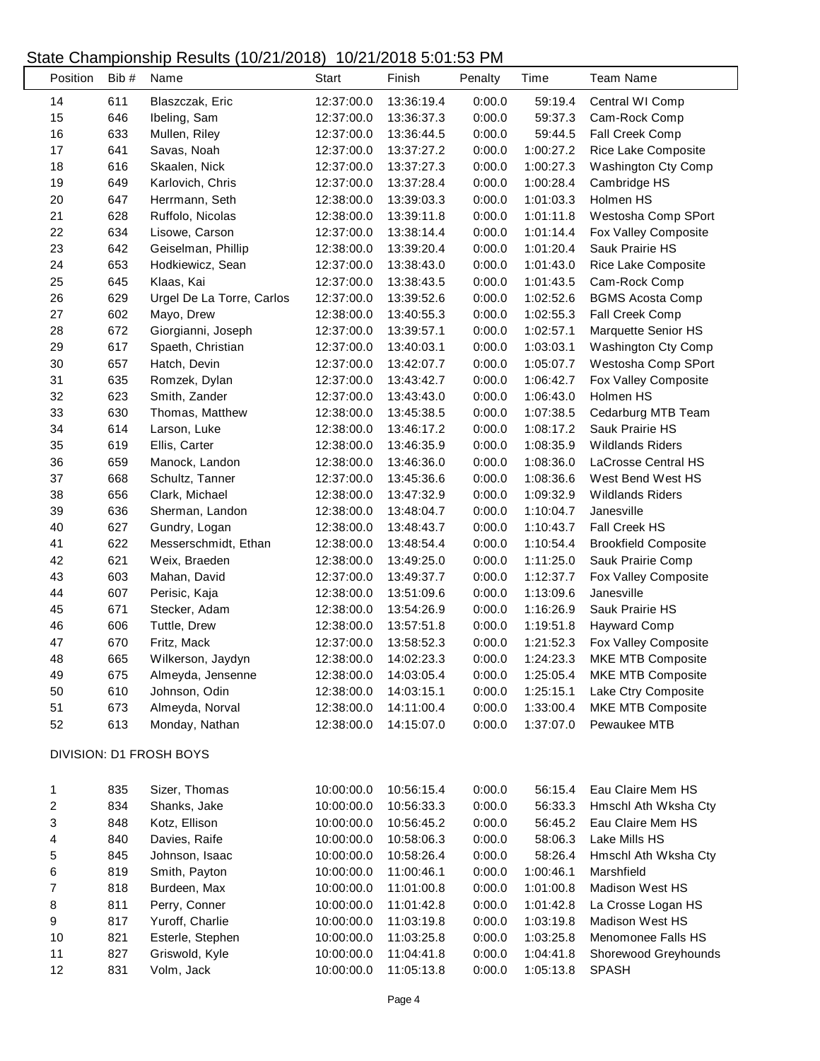## State Championship Results (10/21/2018) 10/21/2018 5:01:53 PM

| Position | Bib # | Name | Start | Finish | Penalty | Time | Team Name |
|---|---|---|---|---|---|---|---|
| 14 | 611 | Blaszczak, Eric | 12:37:00.0 | 13:36:19.4 | 0:00.0 | 59:19.4 | Central WI Comp |
| 15 | 646 | Ibeling, Sam | 12:37:00.0 | 13:36:37.3 | 0:00.0 | 59:37.3 | Cam-Rock Comp |
| 16 | 633 | Mullen, Riley | 12:37:00.0 | 13:36:44.5 | 0:00.0 | 59:44.5 | Fall Creek Comp |
| 17 | 641 | Savas, Noah | 12:37:00.0 | 13:37:27.2 | 0:00.0 | 1:00:27.2 | Rice Lake Composite |
| 18 | 616 | Skaalen, Nick | 12:37:00.0 | 13:37:27.3 | 0:00.0 | 1:00:27.3 | Washington Cty Comp |
| 19 | 649 | Karlovich, Chris | 12:37:00.0 | 13:37:28.4 | 0:00.0 | 1:00:28.4 | Cambridge HS |
| 20 | 647 | Herrmann, Seth | 12:38:00.0 | 13:39:03.3 | 0:00.0 | 1:01:03.3 | Holmen HS |
| 21 | 628 | Ruffolo, Nicolas | 12:38:00.0 | 13:39:11.8 | 0:00.0 | 1:01:11.8 | Westosha Comp SPort |
| 22 | 634 | Lisowe, Carson | 12:37:00.0 | 13:38:14.4 | 0:00.0 | 1:01:14.4 | Fox Valley Composite |
| 23 | 642 | Geiselman, Phillip | 12:38:00.0 | 13:39:20.4 | 0:00.0 | 1:01:20.4 | Sauk Prairie HS |
| 24 | 653 | Hodkiewicz, Sean | 12:37:00.0 | 13:38:43.0 | 0:00.0 | 1:01:43.0 | Rice Lake Composite |
| 25 | 645 | Klaas, Kai | 12:37:00.0 | 13:38:43.5 | 0:00.0 | 1:01:43.5 | Cam-Rock Comp |
| 26 | 629 | Urgel De La Torre, Carlos | 12:37:00.0 | 13:39:52.6 | 0:00.0 | 1:02:52.6 | BGMS Acosta Comp |
| 27 | 602 | Mayo, Drew | 12:38:00.0 | 13:40:55.3 | 0:00.0 | 1:02:55.3 | Fall Creek Comp |
| 28 | 672 | Giorgianni, Joseph | 12:37:00.0 | 13:39:57.1 | 0:00.0 | 1:02:57.1 | Marquette Senior HS |
| 29 | 617 | Spaeth, Christian | 12:37:00.0 | 13:40:03.1 | 0:00.0 | 1:03:03.1 | Washington Cty Comp |
| 30 | 657 | Hatch, Devin | 12:37:00.0 | 13:42:07.7 | 0:00.0 | 1:05:07.7 | Westosha Comp SPort |
| 31 | 635 | Romzek, Dylan | 12:37:00.0 | 13:43:42.7 | 0:00.0 | 1:06:42.7 | Fox Valley Composite |
| 32 | 623 | Smith, Zander | 12:37:00.0 | 13:43:43.0 | 0:00.0 | 1:06:43.0 | Holmen HS |
| 33 | 630 | Thomas, Matthew | 12:38:00.0 | 13:45:38.5 | 0:00.0 | 1:07:38.5 | Cedarburg MTB Team |
| 34 | 614 | Larson, Luke | 12:38:00.0 | 13:46:17.2 | 0:00.0 | 1:08:17.2 | Sauk Prairie HS |
| 35 | 619 | Ellis, Carter | 12:38:00.0 | 13:46:35.9 | 0:00.0 | 1:08:35.9 | Wildlands Riders |
| 36 | 659 | Manock, Landon | 12:38:00.0 | 13:46:36.0 | 0:00.0 | 1:08:36.0 | LaCrosse Central HS |
| 37 | 668 | Schultz, Tanner | 12:37:00.0 | 13:45:36.6 | 0:00.0 | 1:08:36.6 | West Bend West HS |
| 38 | 656 | Clark, Michael | 12:38:00.0 | 13:47:32.9 | 0:00.0 | 1:09:32.9 | Wildlands Riders |
| 39 | 636 | Sherman, Landon | 12:38:00.0 | 13:48:04.7 | 0:00.0 | 1:10:04.7 | Janesville |
| 40 | 627 | Gundry, Logan | 12:38:00.0 | 13:48:43.7 | 0:00.0 | 1:10:43.7 | Fall Creek HS |
| 41 | 622 | Messerschmidt, Ethan | 12:38:00.0 | 13:48:54.4 | 0:00.0 | 1:10:54.4 | Brookfield Composite |
| 42 | 621 | Weix, Braeden | 12:38:00.0 | 13:49:25.0 | 0:00.0 | 1:11:25.0 | Sauk Prairie Comp |
| 43 | 603 | Mahan, David | 12:37:00.0 | 13:49:37.7 | 0:00.0 | 1:12:37.7 | Fox Valley Composite |
| 44 | 607 | Perisic, Kaja | 12:38:00.0 | 13:51:09.6 | 0:00.0 | 1:13:09.6 | Janesville |
| 45 | 671 | Stecker, Adam | 12:38:00.0 | 13:54:26.9 | 0:00.0 | 1:16:26.9 | Sauk Prairie HS |
| 46 | 606 | Tuttle, Drew | 12:38:00.0 | 13:57:51.8 | 0:00.0 | 1:19:51.8 | Hayward Comp |
| 47 | 670 | Fritz, Mack | 12:37:00.0 | 13:58:52.3 | 0:00.0 | 1:21:52.3 | Fox Valley Composite |
| 48 | 665 | Wilkerson, Jaydyn | 12:38:00.0 | 14:02:23.3 | 0:00.0 | 1:24:23.3 | MKE MTB Composite |
| 49 | 675 | Almeyda, Jensenne | 12:38:00.0 | 14:03:05.4 | 0:00.0 | 1:25:05.4 | MKE MTB Composite |
| 50 | 610 | Johnson, Odin | 12:38:00.0 | 14:03:15.1 | 0:00.0 | 1:25:15.1 | Lake Ctry Composite |
| 51 | 673 | Almeyda, Norval | 12:38:00.0 | 14:11:00.4 | 0:00.0 | 1:33:00.4 | MKE MTB Composite |
| 52 | 613 | Monday, Nathan | 12:38:00.0 | 14:15:07.0 | 0:00.0 | 1:37:07.0 | Pewaukee MTB |

DIVISION: D1 FROSH BOYS

| Position | Bib # | Name | Start | Finish | Penalty | Time | Team Name |
|---|---|---|---|---|---|---|---|
| 1 | 835 | Sizer, Thomas | 10:00:00.0 | 10:56:15.4 | 0:00.0 | 56:15.4 | Eau Claire Mem HS |
| 2 | 834 | Shanks, Jake | 10:00:00.0 | 10:56:33.3 | 0:00.0 | 56:33.3 | Hmschl Ath Wksha Cty |
| 3 | 848 | Kotz, Ellison | 10:00:00.0 | 10:56:45.2 | 0:00.0 | 56:45.2 | Eau Claire Mem HS |
| 4 | 840 | Davies, Raife | 10:00:00.0 | 10:58:06.3 | 0:00.0 | 58:06.3 | Lake Mills HS |
| 5 | 845 | Johnson, Isaac | 10:00:00.0 | 10:58:26.4 | 0:00.0 | 58:26.4 | Hmschl Ath Wksha Cty |
| 6 | 819 | Smith, Payton | 10:00:00.0 | 11:00:46.1 | 0:00.0 | 1:00:46.1 | Marshfield |
| 7 | 818 | Burdeen, Max | 10:00:00.0 | 11:01:00.8 | 0:00.0 | 1:01:00.8 | Madison West HS |
| 8 | 811 | Perry, Conner | 10:00:00.0 | 11:01:42.8 | 0:00.0 | 1:01:42.8 | La Crosse Logan HS |
| 9 | 817 | Yuroff, Charlie | 10:00:00.0 | 11:03:19.8 | 0:00.0 | 1:03:19.8 | Madison West HS |
| 10 | 821 | Esterle, Stephen | 10:00:00.0 | 11:03:25.8 | 0:00.0 | 1:03:25.8 | Menomonee Falls HS |
| 11 | 827 | Griswold, Kyle | 10:00:00.0 | 11:04:41.8 | 0:00.0 | 1:04:41.8 | Shorewood Greyhounds |
| 12 | 831 | Volm, Jack | 10:00:00.0 | 11:05:13.8 | 0:00.0 | 1:05:13.8 | SPASH |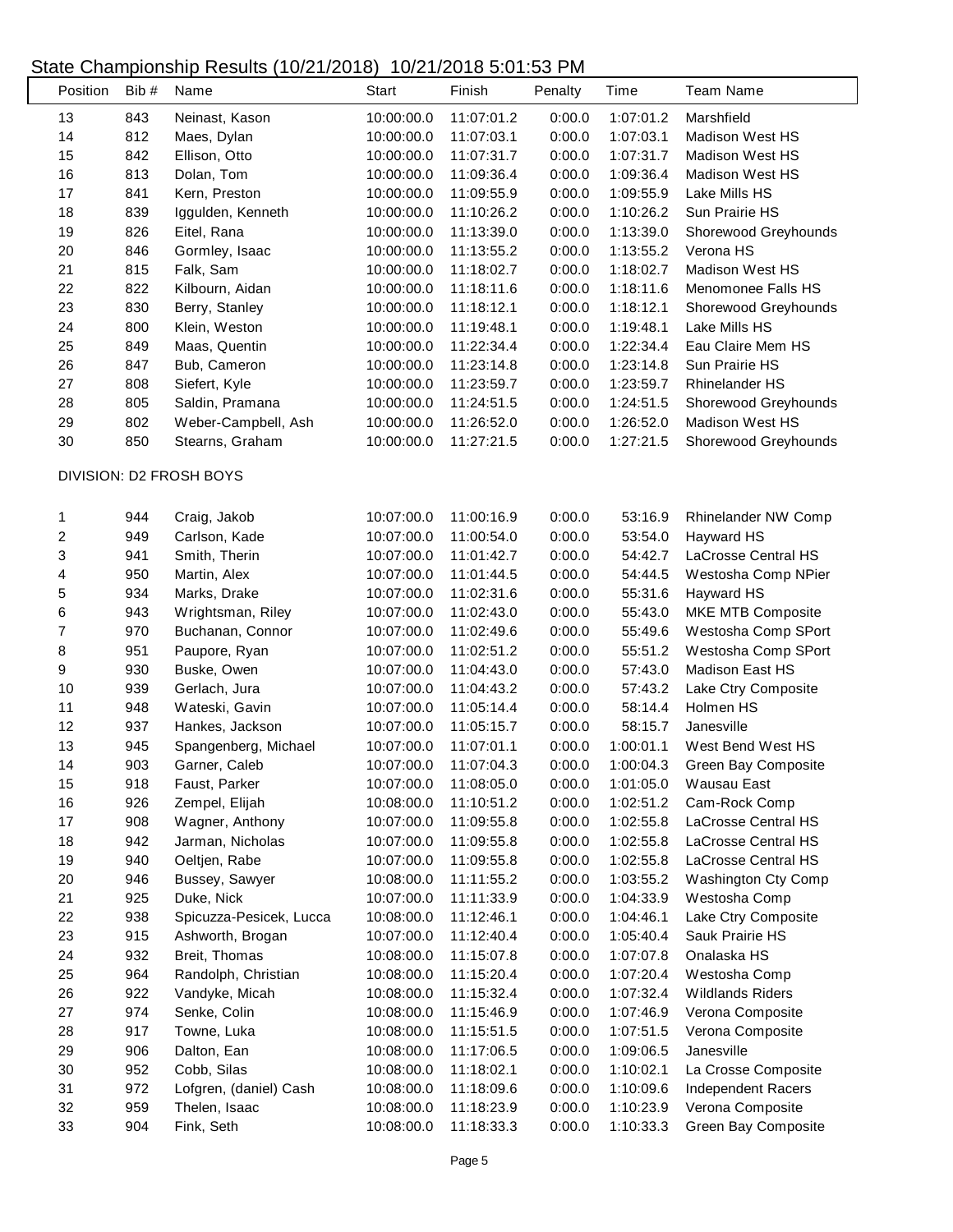# State Championship Results (10/21/2018) 10/21/2018 5:01:53 PM

| Position | Bib # | Name | Start | Finish | Penalty | Time | Team Name |
|---|---|---|---|---|---|---|---|
| 13 | 843 | Neinast, Kason | 10:00:00.0 | 11:07:01.2 | 0:00.0 | 1:07:01.2 | Marshfield |
| 14 | 812 | Maes, Dylan | 10:00:00.0 | 11:07:03.1 | 0:00.0 | 1:07:03.1 | Madison West HS |
| 15 | 842 | Ellison, Otto | 10:00:00.0 | 11:07:31.7 | 0:00.0 | 1:07:31.7 | Madison West HS |
| 16 | 813 | Dolan, Tom | 10:00:00.0 | 11:09:36.4 | 0:00.0 | 1:09:36.4 | Madison West HS |
| 17 | 841 | Kern, Preston | 10:00:00.0 | 11:09:55.9 | 0:00.0 | 1:09:55.9 | Lake Mills HS |
| 18 | 839 | Iggulden, Kenneth | 10:00:00.0 | 11:10:26.2 | 0:00.0 | 1:10:26.2 | Sun Prairie HS |
| 19 | 826 | Eitel, Rana | 10:00:00.0 | 11:13:39.0 | 0:00.0 | 1:13:39.0 | Shorewood Greyhounds |
| 20 | 846 | Gormley, Isaac | 10:00:00.0 | 11:13:55.2 | 0:00.0 | 1:13:55.2 | Verona HS |
| 21 | 815 | Falk, Sam | 10:00:00.0 | 11:18:02.7 | 0:00.0 | 1:18:02.7 | Madison West HS |
| 22 | 822 | Kilbourn, Aidan | 10:00:00.0 | 11:18:11.6 | 0:00.0 | 1:18:11.6 | Menomonee Falls HS |
| 23 | 830 | Berry, Stanley | 10:00:00.0 | 11:18:12.1 | 0:00.0 | 1:18:12.1 | Shorewood Greyhounds |
| 24 | 800 | Klein, Weston | 10:00:00.0 | 11:19:48.1 | 0:00.0 | 1:19:48.1 | Lake Mills HS |
| 25 | 849 | Maas, Quentin | 10:00:00.0 | 11:22:34.4 | 0:00.0 | 1:22:34.4 | Eau Claire Mem HS |
| 26 | 847 | Bub, Cameron | 10:00:00.0 | 11:23:14.8 | 0:00.0 | 1:23:14.8 | Sun Prairie HS |
| 27 | 808 | Siefert, Kyle | 10:00:00.0 | 11:23:59.7 | 0:00.0 | 1:23:59.7 | Rhinelander HS |
| 28 | 805 | Saldin, Pramana | 10:00:00.0 | 11:24:51.5 | 0:00.0 | 1:24:51.5 | Shorewood Greyhounds |
| 29 | 802 | Weber-Campbell, Ash | 10:00:00.0 | 11:26:52.0 | 0:00.0 | 1:26:52.0 | Madison West HS |
| 30 | 850 | Stearns, Graham | 10:00:00.0 | 11:27:21.5 | 0:00.0 | 1:27:21.5 | Shorewood Greyhounds |

DIVISION: D2 FROSH BOYS

| Position | Bib # | Name | Start | Finish | Penalty | Time | Team Name |
|---|---|---|---|---|---|---|---|
| 1 | 944 | Craig, Jakob | 10:07:00.0 | 11:00:16.9 | 0:00.0 | 53:16.9 | Rhinelander NW Comp |
| 2 | 949 | Carlson, Kade | 10:07:00.0 | 11:00:54.0 | 0:00.0 | 53:54.0 | Hayward HS |
| 3 | 941 | Smith, Therin | 10:07:00.0 | 11:01:42.7 | 0:00.0 | 54:42.7 | LaCrosse Central HS |
| 4 | 950 | Martin, Alex | 10:07:00.0 | 11:01:44.5 | 0:00.0 | 54:44.5 | Westosha Comp NPier |
| 5 | 934 | Marks, Drake | 10:07:00.0 | 11:02:31.6 | 0:00.0 | 55:31.6 | Hayward HS |
| 6 | 943 | Wrightsman, Riley | 10:07:00.0 | 11:02:43.0 | 0:00.0 | 55:43.0 | MKE MTB Composite |
| 7 | 970 | Buchanan, Connor | 10:07:00.0 | 11:02:49.6 | 0:00.0 | 55:49.6 | Westosha Comp SPort |
| 8 | 951 | Paupore, Ryan | 10:07:00.0 | 11:02:51.2 | 0:00.0 | 55:51.2 | Westosha Comp SPort |
| 9 | 930 | Buske, Owen | 10:07:00.0 | 11:04:43.0 | 0:00.0 | 57:43.0 | Madison East HS |
| 10 | 939 | Gerlach, Jura | 10:07:00.0 | 11:04:43.2 | 0:00.0 | 57:43.2 | Lake Ctry Composite |
| 11 | 948 | Wateski, Gavin | 10:07:00.0 | 11:05:14.4 | 0:00.0 | 58:14.4 | Holmen HS |
| 12 | 937 | Hankes, Jackson | 10:07:00.0 | 11:05:15.7 | 0:00.0 | 58:15.7 | Janesville |
| 13 | 945 | Spangenberg, Michael | 10:07:00.0 | 11:07:01.1 | 0:00.0 | 1:00:01.1 | West Bend West HS |
| 14 | 903 | Garner, Caleb | 10:07:00.0 | 11:07:04.3 | 0:00.0 | 1:00:04.3 | Green Bay Composite |
| 15 | 918 | Faust, Parker | 10:07:00.0 | 11:08:05.0 | 0:00.0 | 1:01:05.0 | Wausau East |
| 16 | 926 | Zempel, Elijah | 10:08:00.0 | 11:10:51.2 | 0:00.0 | 1:02:51.2 | Cam-Rock Comp |
| 17 | 908 | Wagner, Anthony | 10:07:00.0 | 11:09:55.8 | 0:00.0 | 1:02:55.8 | LaCrosse Central HS |
| 18 | 942 | Jarman, Nicholas | 10:07:00.0 | 11:09:55.8 | 0:00.0 | 1:02:55.8 | LaCrosse Central HS |
| 19 | 940 | Oeltjen, Rabe | 10:07:00.0 | 11:09:55.8 | 0:00.0 | 1:02:55.8 | LaCrosse Central HS |
| 20 | 946 | Bussey, Sawyer | 10:08:00.0 | 11:11:55.2 | 0:00.0 | 1:03:55.2 | Washington Cty Comp |
| 21 | 925 | Duke, Nick | 10:07:00.0 | 11:11:33.9 | 0:00.0 | 1:04:33.9 | Westosha Comp |
| 22 | 938 | Spicuzza-Pesicek, Lucca | 10:08:00.0 | 11:12:46.1 | 0:00.0 | 1:04:46.1 | Lake Ctry Composite |
| 23 | 915 | Ashworth, Brogan | 10:07:00.0 | 11:12:40.4 | 0:00.0 | 1:05:40.4 | Sauk Prairie HS |
| 24 | 932 | Breit, Thomas | 10:08:00.0 | 11:15:07.8 | 0:00.0 | 1:07:07.8 | Onalaska HS |
| 25 | 964 | Randolph, Christian | 10:08:00.0 | 11:15:20.4 | 0:00.0 | 1:07:20.4 | Westosha Comp |
| 26 | 922 | Vandyke, Micah | 10:08:00.0 | 11:15:32.4 | 0:00.0 | 1:07:32.4 | Wildlands Riders |
| 27 | 974 | Senke, Colin | 10:08:00.0 | 11:15:46.9 | 0:00.0 | 1:07:46.9 | Verona Composite |
| 28 | 917 | Towne, Luka | 10:08:00.0 | 11:15:51.5 | 0:00.0 | 1:07:51.5 | Verona Composite |
| 29 | 906 | Dalton, Ean | 10:08:00.0 | 11:17:06.5 | 0:00.0 | 1:09:06.5 | Janesville |
| 30 | 952 | Cobb, Silas | 10:08:00.0 | 11:18:02.1 | 0:00.0 | 1:10:02.1 | La Crosse Composite |
| 31 | 972 | Lofgren, (daniel) Cash | 10:08:00.0 | 11:18:09.6 | 0:00.0 | 1:10:09.6 | Independent Racers |
| 32 | 959 | Thelen, Isaac | 10:08:00.0 | 11:18:23.9 | 0:00.0 | 1:10:23.9 | Verona Composite |
| 33 | 904 | Fink, Seth | 10:08:00.0 | 11:18:33.3 | 0:00.0 | 1:10:33.3 | Green Bay Composite |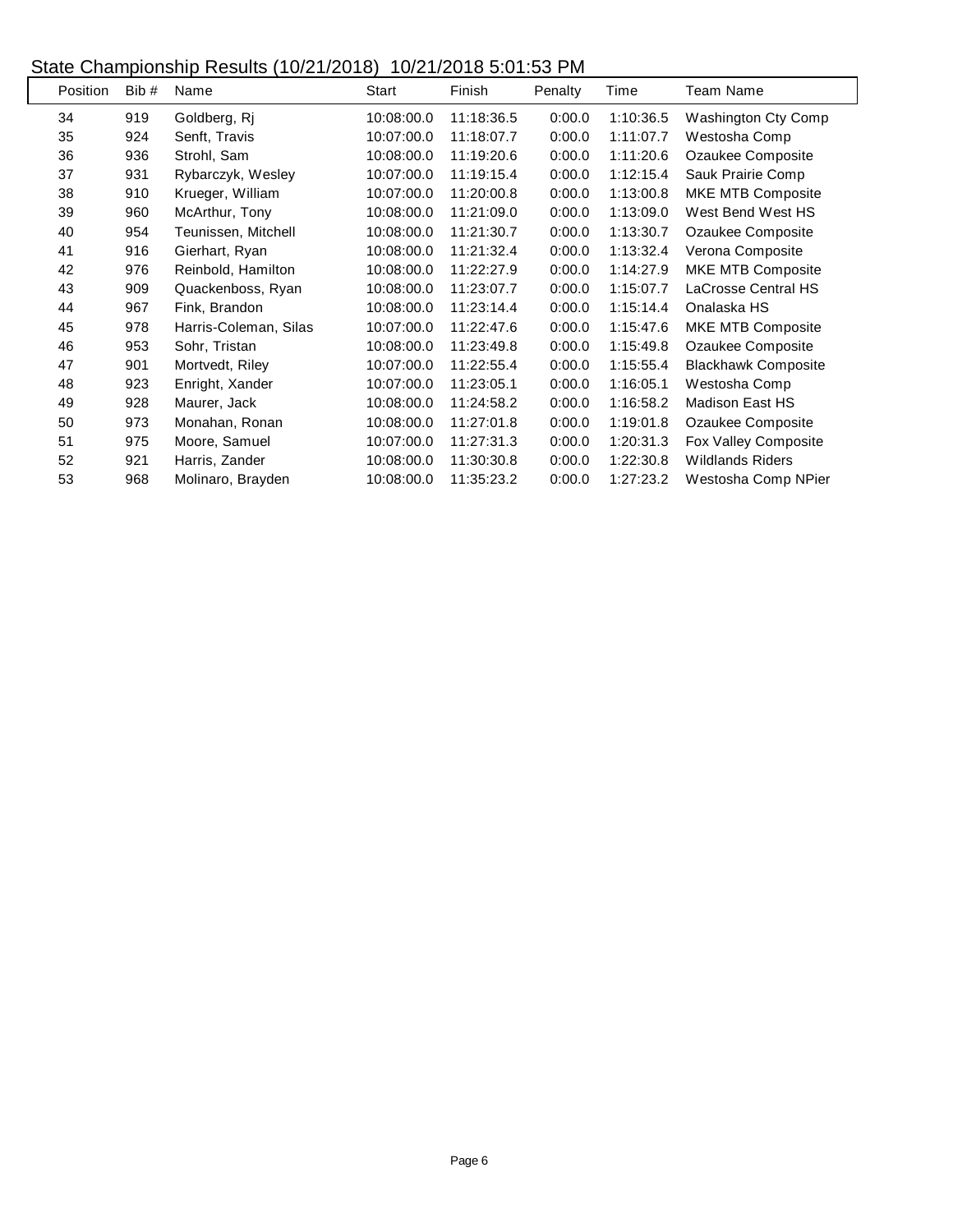## State Championship Results (10/21/2018)  10/21/2018 5:01:53 PM

| Position | Bib # | Name | Start | Finish | Penalty | Time | Team Name |
|---|---|---|---|---|---|---|---|
| 34 | 919 | Goldberg, Rj | 10:08:00.0 | 11:18:36.5 | 0:00.0 | 1:10:36.5 | Washington Cty Comp |
| 35 | 924 | Senft, Travis | 10:07:00.0 | 11:18:07.7 | 0:00.0 | 1:11:07.7 | Westosha Comp |
| 36 | 936 | Strohl, Sam | 10:08:00.0 | 11:19:20.6 | 0:00.0 | 1:11:20.6 | Ozaukee Composite |
| 37 | 931 | Rybarczyk, Wesley | 10:07:00.0 | 11:19:15.4 | 0:00.0 | 1:12:15.4 | Sauk Prairie Comp |
| 38 | 910 | Krueger, William | 10:07:00.0 | 11:20:00.8 | 0:00.0 | 1:13:00.8 | MKE MTB Composite |
| 39 | 960 | McArthur, Tony | 10:08:00.0 | 11:21:09.0 | 0:00.0 | 1:13:09.0 | West Bend West HS |
| 40 | 954 | Teunissen, Mitchell | 10:08:00.0 | 11:21:30.7 | 0:00.0 | 1:13:30.7 | Ozaukee Composite |
| 41 | 916 | Gierhart, Ryan | 10:08:00.0 | 11:21:32.4 | 0:00.0 | 1:13:32.4 | Verona Composite |
| 42 | 976 | Reinbold, Hamilton | 10:08:00.0 | 11:22:27.9 | 0:00.0 | 1:14:27.9 | MKE MTB Composite |
| 43 | 909 | Quackenboss, Ryan | 10:08:00.0 | 11:23:07.7 | 0:00.0 | 1:15:07.7 | LaCrosse Central HS |
| 44 | 967 | Fink, Brandon | 10:08:00.0 | 11:23:14.4 | 0:00.0 | 1:15:14.4 | Onalaska HS |
| 45 | 978 | Harris-Coleman, Silas | 10:07:00.0 | 11:22:47.6 | 0:00.0 | 1:15:47.6 | MKE MTB Composite |
| 46 | 953 | Sohr, Tristan | 10:08:00.0 | 11:23:49.8 | 0:00.0 | 1:15:49.8 | Ozaukee Composite |
| 47 | 901 | Mortvedt, Riley | 10:07:00.0 | 11:22:55.4 | 0:00.0 | 1:15:55.4 | Blackhawk Composite |
| 48 | 923 | Enright, Xander | 10:07:00.0 | 11:23:05.1 | 0:00.0 | 1:16:05.1 | Westosha Comp |
| 49 | 928 | Maurer, Jack | 10:08:00.0 | 11:24:58.2 | 0:00.0 | 1:16:58.2 | Madison East HS |
| 50 | 973 | Monahan, Ronan | 10:08:00.0 | 11:27:01.8 | 0:00.0 | 1:19:01.8 | Ozaukee Composite |
| 51 | 975 | Moore, Samuel | 10:07:00.0 | 11:27:31.3 | 0:00.0 | 1:20:31.3 | Fox Valley Composite |
| 52 | 921 | Harris, Zander | 10:08:00.0 | 11:30:30.8 | 0:00.0 | 1:22:30.8 | Wildlands Riders |
| 53 | 968 | Molinaro, Brayden | 10:08:00.0 | 11:35:23.2 | 0:00.0 | 1:27:23.2 | Westosha Comp NPier |